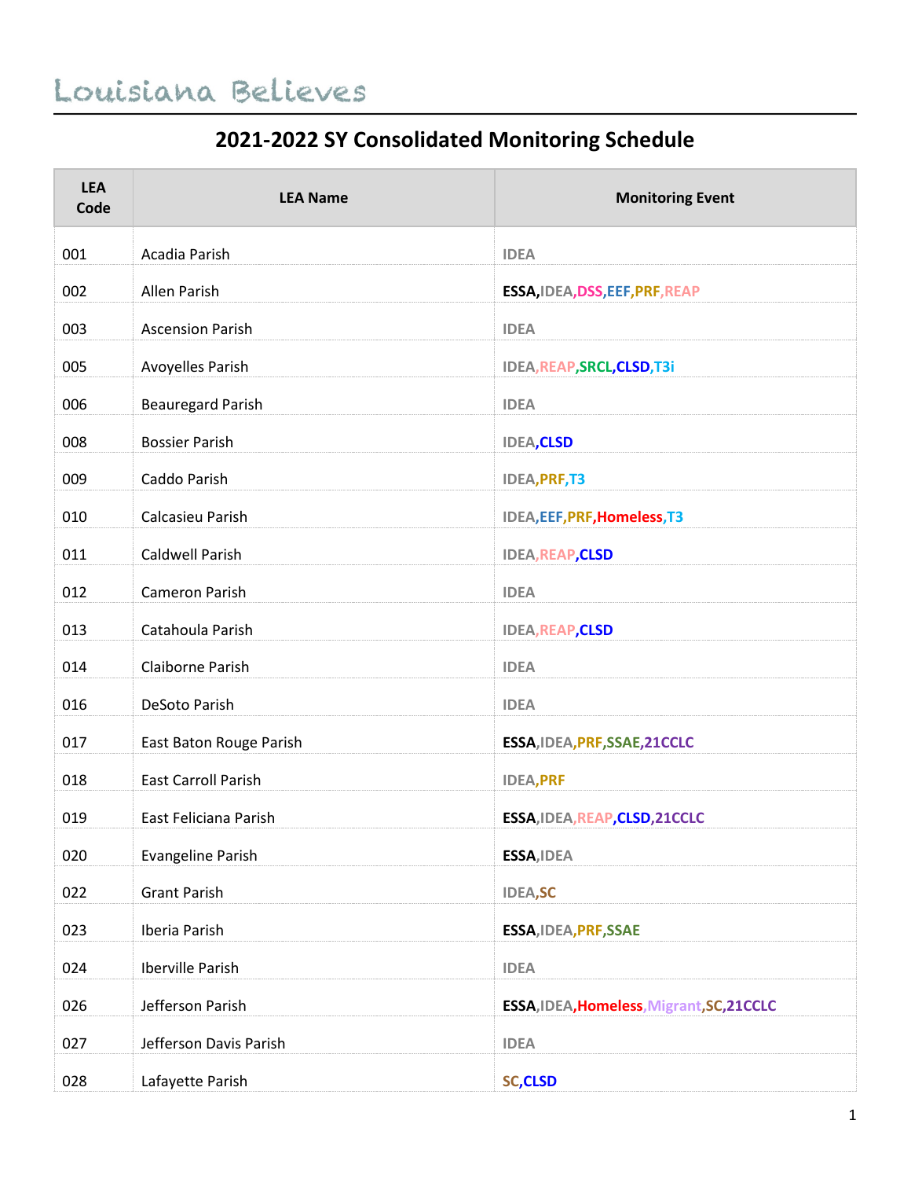Louisiana Believes

# 2021-2022 SY Consolidated Monitoring Schedule

| LEA Code | LEA Name | Monitoring Event |
|---|---|---|
| 001 | Acadia Parish | IDEA |
| 002 | Allen Parish | ESSA,IDEA,DSS,EEF,PRF,REAP |
| 003 | Ascension Parish | IDEA |
| 005 | Avoyelles Parish | IDEA,REAP,SRCL,CLSD,T3i |
| 006 | Beauregard Parish | IDEA |
| 008 | Bossier Parish | IDEA,CLSD |
| 009 | Caddo Parish | IDEA,PRF,T3 |
| 010 | Calcasieu Parish | IDEA,EEF,PRF,Homeless,T3 |
| 011 | Caldwell Parish | IDEA,REAP,CLSD |
| 012 | Cameron Parish | IDEA |
| 013 | Catahoula Parish | IDEA,REAP,CLSD |
| 014 | Claiborne Parish | IDEA |
| 016 | DeSoto Parish | IDEA |
| 017 | East Baton Rouge Parish | ESSA,IDEA,PRF,SSAE,21CCLC |
| 018 | East Carroll Parish | IDEA,PRF |
| 019 | East Feliciana Parish | ESSA,IDEA,REAP,CLSD,21CCLC |
| 020 | Evangeline Parish | ESSA,IDEA |
| 022 | Grant Parish | IDEA,SC |
| 023 | Iberia Parish | ESSA,IDEA,PRF,SSAE |
| 024 | Iberville Parish | IDEA |
| 026 | Jefferson Parish | ESSA,IDEA,Homeless,Migrant,SC,21CCLC |
| 027 | Jefferson Davis Parish | IDEA |
| 028 | Lafayette Parish | SC,CLSD |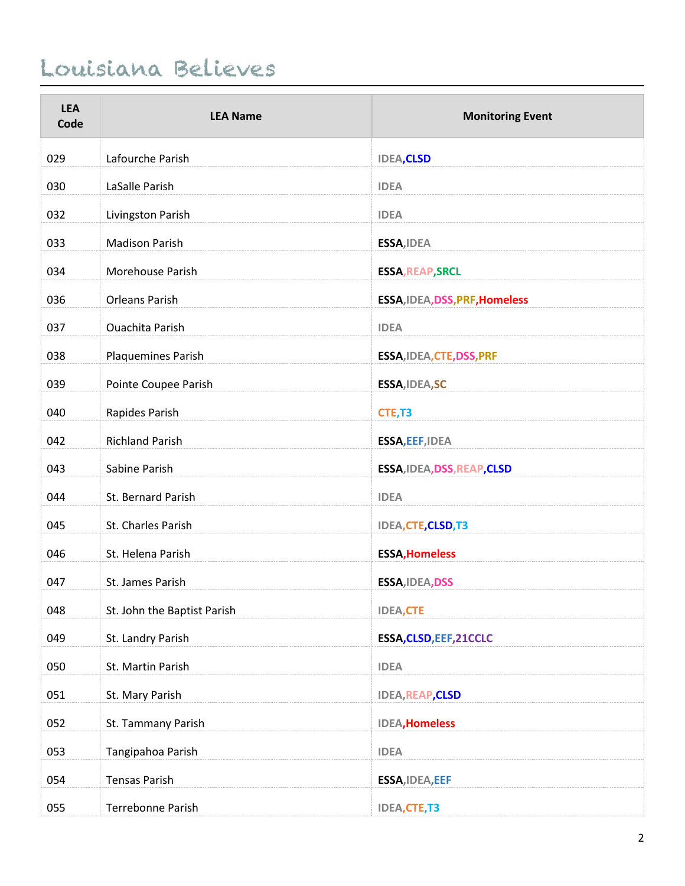| LEA Code | LEA Name | Monitoring Event |
|---|---|---|
| 029 | Lafourche Parish | IDEA,CLSD |
| 030 | LaSalle Parish | IDEA |
| 032 | Livingston Parish | IDEA |
| 033 | Madison Parish | ESSA,IDEA |
| 034 | Morehouse Parish | ESSA,REAP,SRCL |
| 036 | Orleans Parish | ESSA,IDEA,DSS,PRF,Homeless |
| 037 | Ouachita Parish | IDEA |
| 038 | Plaquemines Parish | ESSA,IDEA,CTE,DSS,PRF |
| 039 | Pointe Coupee Parish | ESSA,IDEA,SC |
| 040 | Rapides Parish | CTE,T3 |
| 042 | Richland Parish | ESSA,EEF,IDEA |
| 043 | Sabine Parish | ESSA,IDEA,DSS,REAP,CLSD |
| 044 | St. Bernard Parish | IDEA |
| 045 | St. Charles Parish | IDEA,CTE,CLSD,T3 |
| 046 | St. Helena Parish | ESSA,Homeless |
| 047 | St. James Parish | ESSA,IDEA,DSS |
| 048 | St. John the Baptist Parish | IDEA,CTE |
| 049 | St. Landry Parish | ESSA,CLSD,EEF,21CCLC |
| 050 | St. Martin Parish | IDEA |
| 051 | St. Mary Parish | IDEA,REAP,CLSD |
| 052 | St. Tammany Parish | IDEA,Homeless |
| 053 | Tangipahoa Parish | IDEA |
| 054 | Tensas Parish | ESSA,IDEA,EEF |
| 055 | Terrebonne Parish | IDEA,CTE,T3 |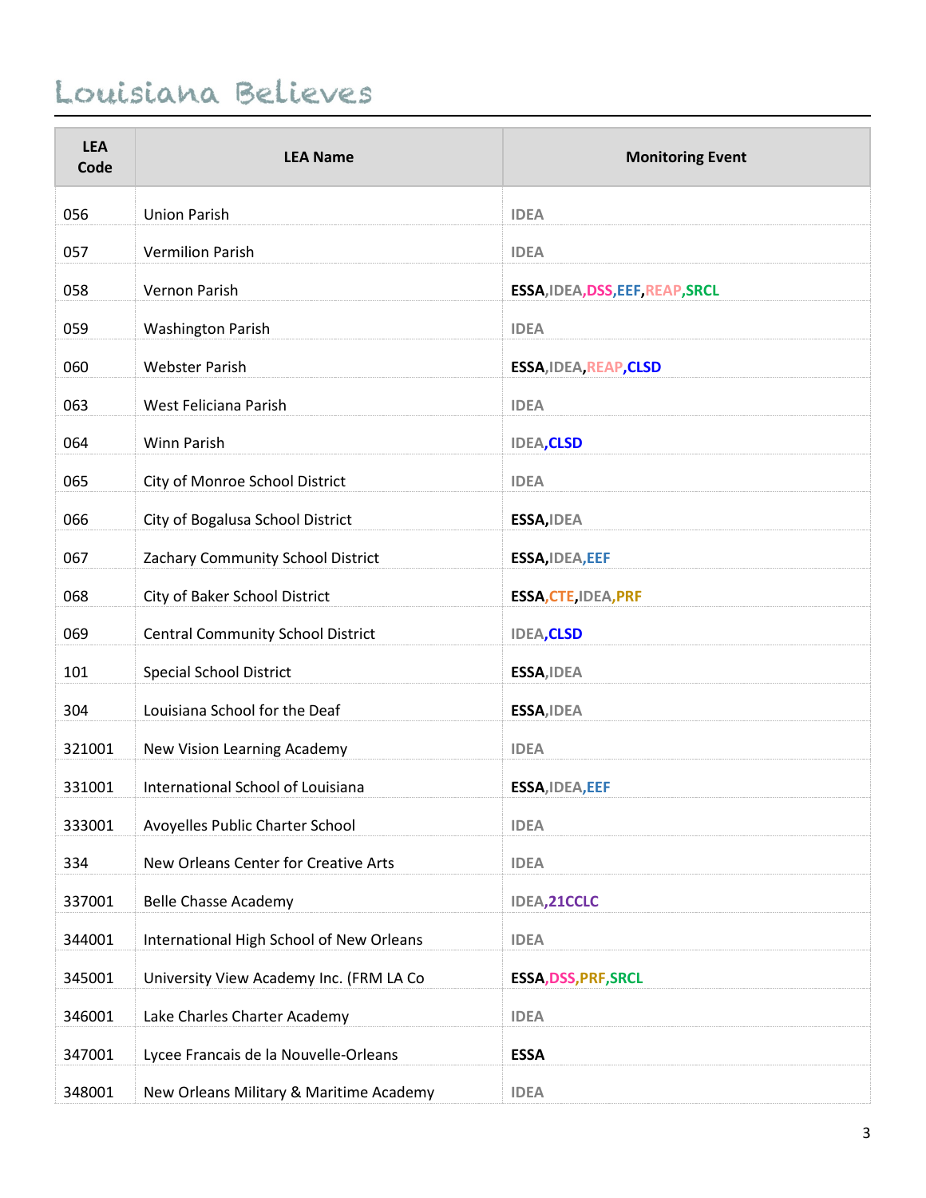# Louisiana Believes

| LEA Code | LEA Name | Monitoring Event |
|---|---|---|
| 056 | Union Parish | IDEA |
| 057 | Vermilion Parish | IDEA |
| 058 | Vernon Parish | ESSA,IDEA,DSS,EEF,REAP,SRCL |
| 059 | Washington Parish | IDEA |
| 060 | Webster Parish | ESSA,IDEA,REAP,CLSD |
| 063 | West Feliciana Parish | IDEA |
| 064 | Winn Parish | IDEA,CLSD |
| 065 | City of Monroe School District | IDEA |
| 066 | City of Bogalusa School District | ESSA,IDEA |
| 067 | Zachary Community School District | ESSA,IDEA,EEF |
| 068 | City of Baker School District | ESSA,CTE,IDEA,PRF |
| 069 | Central Community School District | IDEA,CLSD |
| 101 | Special School District | ESSA,IDEA |
| 304 | Louisiana School for the Deaf | ESSA,IDEA |
| 321001 | New Vision Learning Academy | IDEA |
| 331001 | International School of Louisiana | ESSA,IDEA,EEF |
| 333001 | Avoyelles Public Charter School | IDEA |
| 334 | New Orleans Center for Creative Arts | IDEA |
| 337001 | Belle Chasse Academy | IDEA,21CCLC |
| 344001 | International High School of New Orleans | IDEA |
| 345001 | University View Academy Inc. (FRM LA Co | ESSA,DSS,PRF,SRCL |
| 346001 | Lake Charles Charter Academy | IDEA |
| 347001 | Lycee Francais de la Nouvelle-Orleans | ESSA |
| 348001 | New Orleans Military & Maritime Academy | IDEA |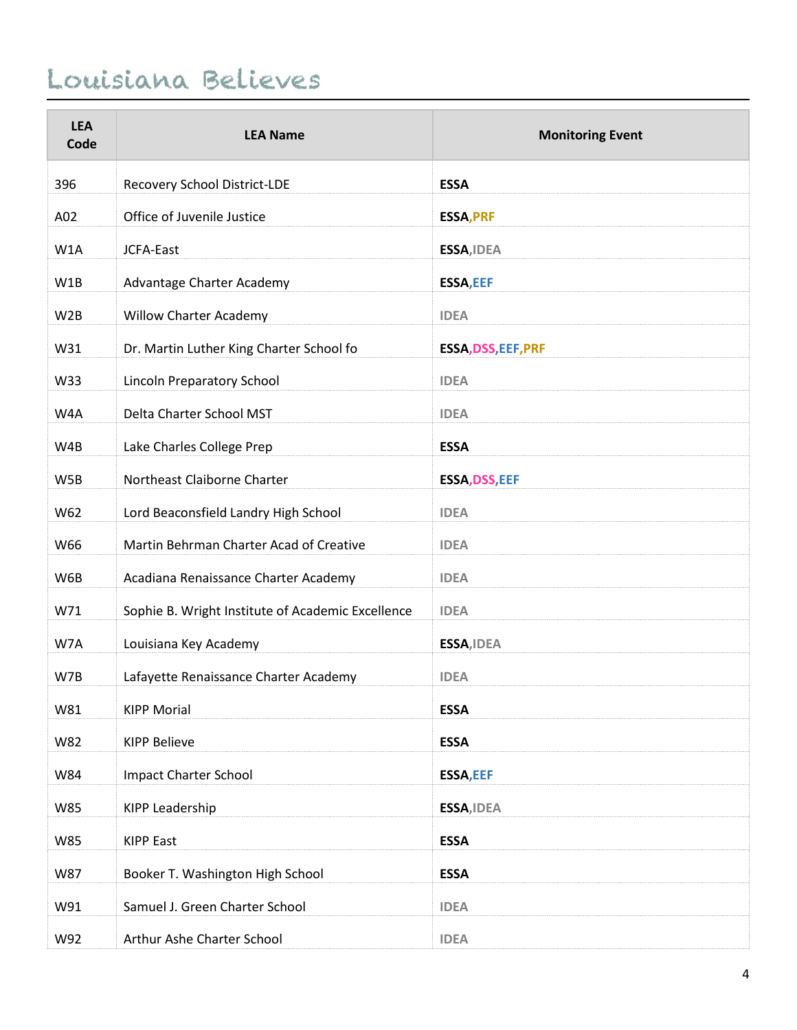| LEA Code | LEA Name | Monitoring Event |
|---|---|---|
| 396 | Recovery School District-LDE | ESSA |
| A02 | Office of Juvenile Justice | ESSA,PRF |
| W1A | JCFA-East | ESSA,IDEA |
| W1B | Advantage Charter Academy | ESSA,EEF |
| W2B | Willow Charter Academy | IDEA |
| W31 | Dr. Martin Luther King Charter School fo | ESSA,DSS,EEF,PRF |
| W33 | Lincoln Preparatory School | IDEA |
| W4A | Delta Charter School MST | IDEA |
| W4B | Lake Charles College Prep | ESSA |
| W5B | Northeast Claiborne Charter | ESSA,DSS,EEF |
| W62 | Lord Beaconsfield Landry High School | IDEA |
| W66 | Martin Behrman Charter Acad of Creative | IDEA |
| W6B | Acadiana Renaissance Charter Academy | IDEA |
| W71 | Sophie B. Wright Institute of Academic Excellence | IDEA |
| W7A | Louisiana Key Academy | ESSA,IDEA |
| W7B | Lafayette Renaissance Charter Academy | IDEA |
| W81 | KIPP Morial | ESSA |
| W82 | KIPP Believe | ESSA |
| W84 | Impact Charter School | ESSA,EEF |
| W85 | KIPP Leadership | ESSA,IDEA |
| W85 | KIPP East | ESSA |
| W87 | Booker T. Washington High School | ESSA |
| W91 | Samuel J. Green Charter School | IDEA |
| W92 | Arthur Ashe Charter School | IDEA |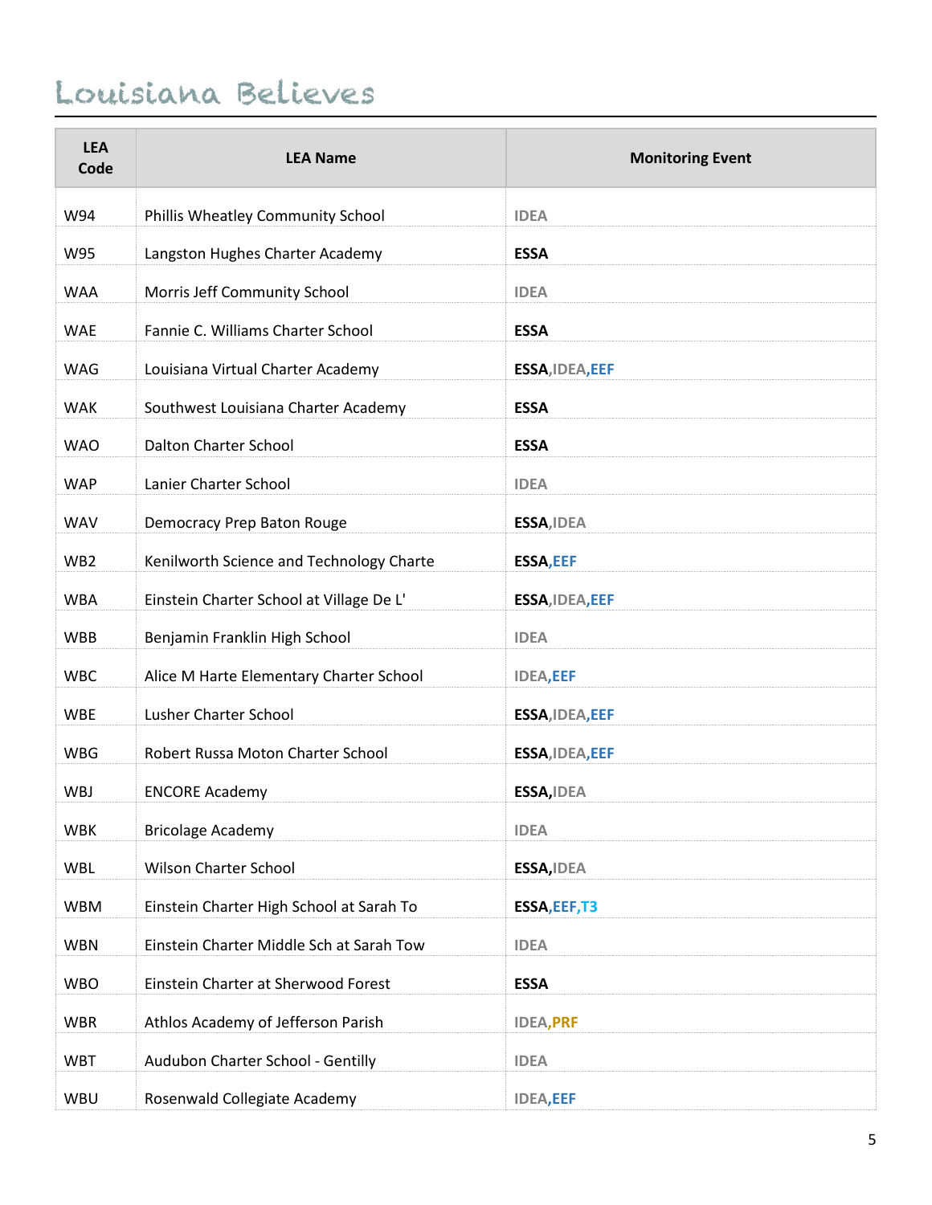| LEA Code | LEA Name | Monitoring Event |
|---|---|---|
| W94 | Phillis Wheatley Community School | IDEA |
| W95 | Langston Hughes Charter Academy | **ESSA** |
| WAA | Morris Jeff Community School | IDEA |
| WAE | Fannie C. Williams Charter School | **ESSA** |
| WAG | Louisiana Virtual Charter Academy | **ESSA**,IDEA,**EEF** |
| WAK | Southwest Louisiana Charter Academy | **ESSA** |
| WAO | Dalton Charter School | **ESSA** |
| WAP | Lanier Charter School | IDEA |
| WAV | Democracy Prep Baton Rouge | **ESSA**,IDEA |
| WB2 | Kenilworth Science and Technology Charte | **ESSA**,EEF |
| WBA | Einstein Charter School at Village De L' | **ESSA**,IDEA,**EEF** |
| WBB | Benjamin Franklin High School | IDEA |
| WBC | Alice M Harte Elementary Charter School | IDEA,**EEF** |
| WBE | Lusher Charter School | **ESSA**,IDEA,**EEF** |
| WBG | Robert Russa Moton Charter School | **ESSA**,IDEA,**EEF** |
| WBJ | ENCORE Academy | **ESSA**,IDEA |
| WBK | Bricolage Academy | IDEA |
| WBL | Wilson Charter School | **ESSA**,IDEA |
| WBM | Einstein Charter High School at Sarah To | **ESSA**,EEF,T3 |
| WBN | Einstein Charter Middle Sch at Sarah Tow | IDEA |
| WBO | Einstein Charter at Sherwood Forest | **ESSA** |
| WBR | Athlos Academy of Jefferson Parish | IDEA,**PRF** |
| WBT | Audubon Charter School - Gentilly | IDEA |
| WBU | Rosenwald Collegiate Academy | IDEA,**EEF** |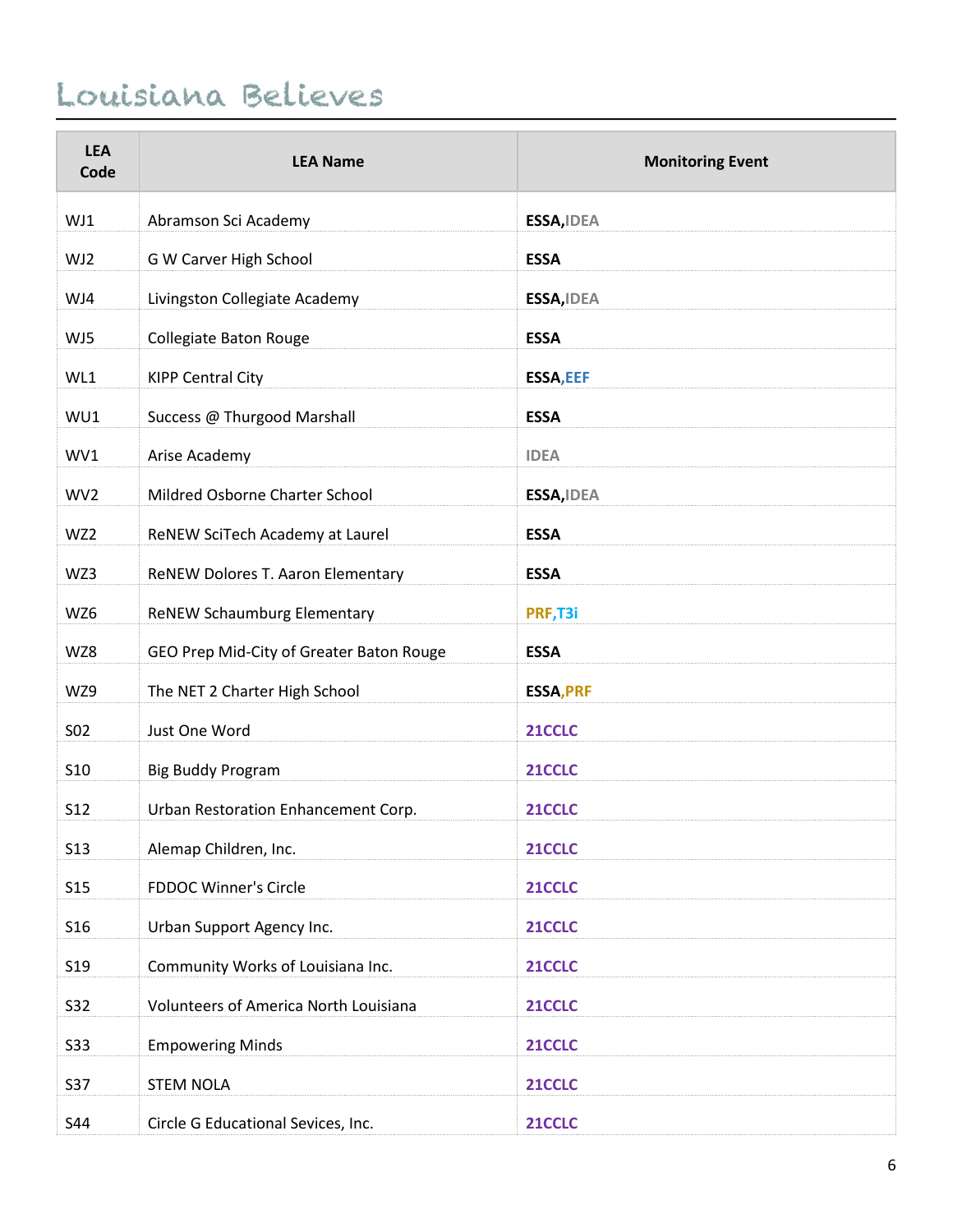# Louisiana Believes

| LEA Code | LEA Name | Monitoring Event |
|---|---|---|
| WJ1 | Abramson Sci Academy | ESSA,IDEA |
| WJ2 | G W Carver High School | ESSA |
| WJ4 | Livingston Collegiate Academy | ESSA,IDEA |
| WJ5 | Collegiate Baton Rouge | ESSA |
| WL1 | KIPP Central City | ESSA,EEF |
| WU1 | Success @ Thurgood Marshall | ESSA |
| WV1 | Arise Academy | IDEA |
| WV2 | Mildred Osborne Charter School | ESSA,IDEA |
| WZ2 | ReNEW SciTech Academy at Laurel | ESSA |
| WZ3 | ReNEW Dolores T. Aaron Elementary | ESSA |
| WZ6 | ReNEW Schaumburg Elementary | PRF,T3i |
| WZ8 | GEO Prep Mid-City of Greater Baton Rouge | ESSA |
| WZ9 | The NET 2 Charter High School | ESSA,PRF |
| S02 | Just One Word | 21CCLC |
| S10 | Big Buddy Program | 21CCLC |
| S12 | Urban Restoration Enhancement Corp. | 21CCLC |
| S13 | Alemap Children, Inc. | 21CCLC |
| S15 | FDDOC Winner's Circle | 21CCLC |
| S16 | Urban Support Agency Inc. | 21CCLC |
| S19 | Community Works of Louisiana Inc. | 21CCLC |
| S32 | Volunteers of America North Louisiana | 21CCLC |
| S33 | Empowering Minds | 21CCLC |
| S37 | STEM NOLA | 21CCLC |
| S44 | Circle G Educational Sevices, Inc. | 21CCLC |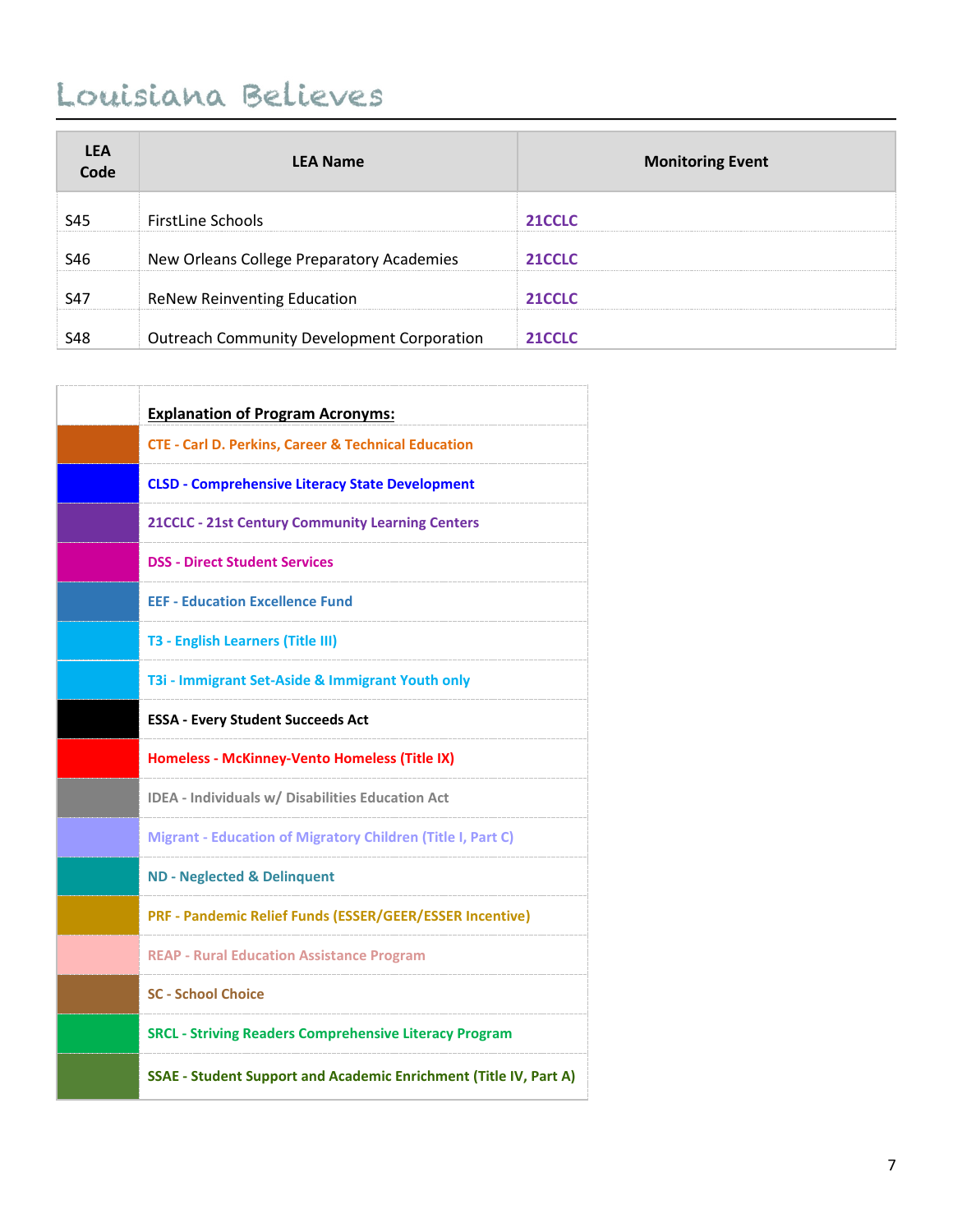# Louisiana Believes

| LEA Code | LEA Name | Monitoring Event |
|---|---|---|
| S45 | FirstLine Schools | 21CCLC |
| S46 | New Orleans College Preparatory Academies | 21CCLC |
| S47 | ReNew Reinventing Education | 21CCLC |
| S48 | Outreach Community Development Corporation | 21CCLC |

| | Explanation of Program Acronyms: |
|---|---|
| | CTE - Carl D. Perkins, Career & Technical Education |
| | CLSD - Comprehensive Literacy State Development |
| | 21CCLC - 21st Century Community Learning Centers |
| | DSS - Direct Student Services |
| | EEF - Education Excellence Fund |
| | T3 - English Learners (Title III) |
| | T3i - Immigrant Set-Aside & Immigrant Youth only |
| | ESSA - Every Student Succeeds Act |
| | Homeless - McKinney-Vento Homeless (Title IX) |
| | IDEA - Individuals w/ Disabilities Education Act |
| | Migrant - Education of Migratory Children (Title I, Part C) |
| | ND - Neglected & Delinquent |
| | PRF - Pandemic Relief Funds (ESSER/GEER/ESSER Incentive) |
| | REAP - Rural Education Assistance Program |
| | SC - School Choice |
| | SRCL - Striving Readers Comprehensive Literacy Program |
| | SSAE - Student Support and Academic Enrichment (Title IV, Part A) |